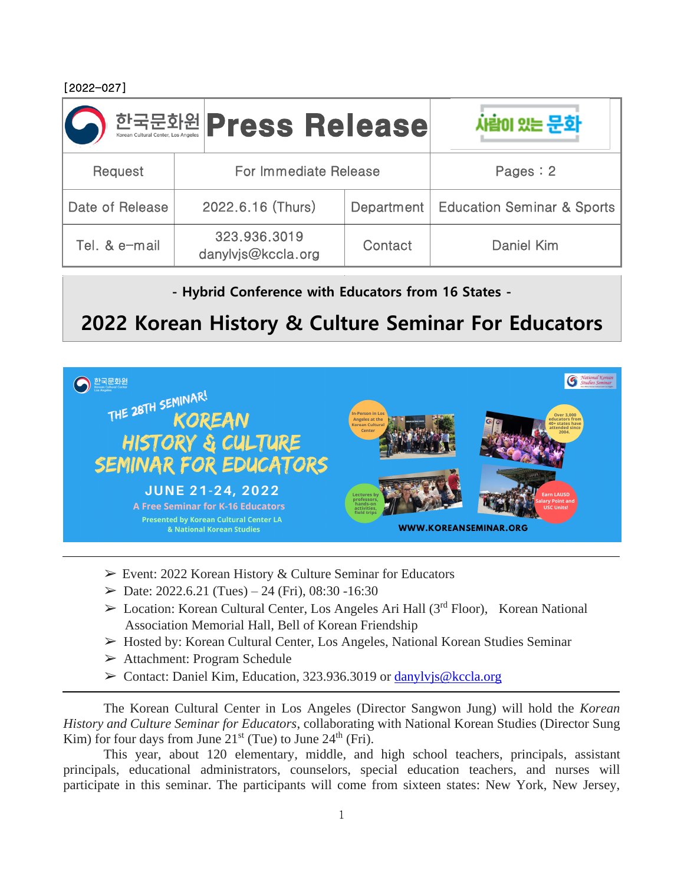[2022-027]

| 한국문화원 Korean Cultural Center, Los Angeles | Press Release | | 사람이 있는 문화 |
|---|---|---|---|
| Request | For Immediate Release | | Pages : 2 |
| Date of Release | 2022.6.16 (Thurs) | Department | Education Seminar & Sports |
| Tel. & e-mail | 323.936.3019 danylvjs@kccla.org | Contact | Daniel Kim |

**- Hybrid Conference with Educators from 16 States -**

# 2022 Korean History & Culture Seminar For Educators

---

- ➢ Event: 2022 Korean History & Culture Seminar for Educators
- ➢ Date: 2022.6.21 (Tues) – 24 (Fri), 08:30 -16:30
- ➢ Location: Korean Cultural Center, Los Angeles Ari Hall (3rd Floor), Korean National Association Memorial Hall, Bell of Korean Friendship
- ➢ Hosted by: Korean Cultural Center, Los Angeles, National Korean Studies Seminar
- ➢ Attachment: Program Schedule
- ➢ Contact: Daniel Kim, Education, 323.936.3019 or danylvjs@kccla.org

---

The Korean Cultural Center in Los Angeles (Director Sangwon Jung) will hold the *Korean History and Culture Seminar for Educators*, collaborating with National Korean Studies (Director Sung Kim) for four days from June 21st (Tue) to June 24th (Fri).

This year, about 120 elementary, middle, and high school teachers, principals, assistant principals, educational administrators, counselors, special education teachers, and nurses will participate in this seminar. The participants will come from sixteen states: New York, New Jersey,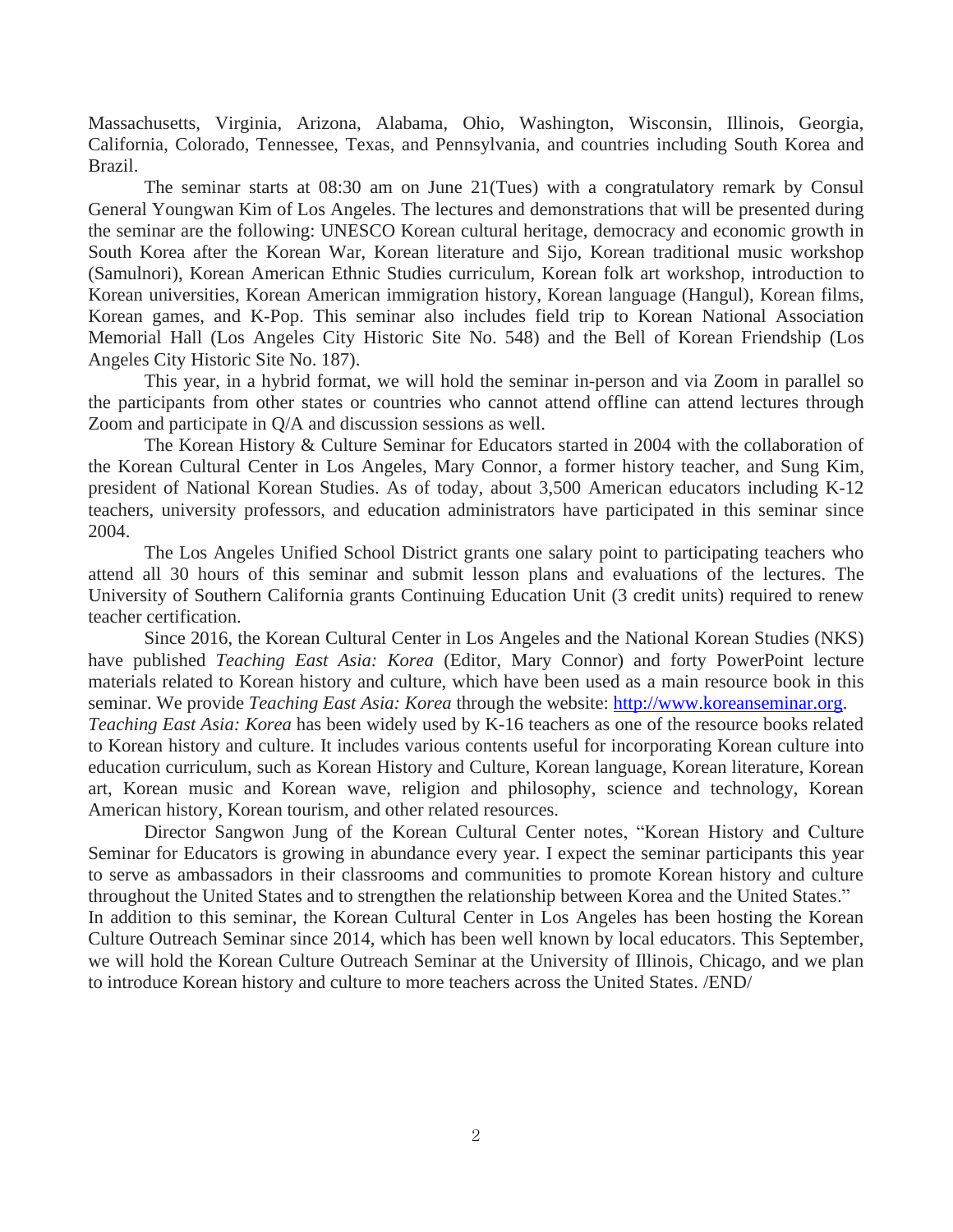Massachusetts, Virginia, Arizona, Alabama, Ohio, Washington, Wisconsin, Illinois, Georgia, California, Colorado, Tennessee, Texas, and Pennsylvania, and countries including South Korea and Brazil.

The seminar starts at 08:30 am on June 21(Tues) with a congratulatory remark by Consul General Youngwan Kim of Los Angeles. The lectures and demonstrations that will be presented during the seminar are the following: UNESCO Korean cultural heritage, democracy and economic growth in South Korea after the Korean War, Korean literature and Sijo, Korean traditional music workshop (Samulnori), Korean American Ethnic Studies curriculum, Korean folk art workshop, introduction to Korean universities, Korean American immigration history, Korean language (Hangul), Korean films, Korean games, and K-Pop. This seminar also includes field trip to Korean National Association Memorial Hall (Los Angeles City Historic Site No. 548) and the Bell of Korean Friendship (Los Angeles City Historic Site No. 187).

This year, in a hybrid format, we will hold the seminar in-person and via Zoom in parallel so the participants from other states or countries who cannot attend offline can attend lectures through Zoom and participate in Q/A and discussion sessions as well.

The Korean History & Culture Seminar for Educators started in 2004 with the collaboration of the Korean Cultural Center in Los Angeles, Mary Connor, a former history teacher, and Sung Kim, president of National Korean Studies. As of today, about 3,500 American educators including K-12 teachers, university professors, and education administrators have participated in this seminar since 2004.

The Los Angeles Unified School District grants one salary point to participating teachers who attend all 30 hours of this seminar and submit lesson plans and evaluations of the lectures. The University of Southern California grants Continuing Education Unit (3 credit units) required to renew teacher certification.

Since 2016, the Korean Cultural Center in Los Angeles and the National Korean Studies (NKS) have published *Teaching East Asia: Korea* (Editor, Mary Connor) and forty PowerPoint lecture materials related to Korean history and culture, which have been used as a main resource book in this seminar. We provide *Teaching East Asia: Korea* through the website: [http://www.koreanseminar.org](http://www.koreanseminar.org).
*Teaching East Asia: Korea* has been widely used by K-16 teachers as one of the resource books related to Korean history and culture. It includes various contents useful for incorporating Korean culture into education curriculum, such as Korean History and Culture, Korean language, Korean literature, Korean art, Korean music and Korean wave, religion and philosophy, science and technology, Korean American history, Korean tourism, and other related resources.

Director Sangwon Jung of the Korean Cultural Center notes, "Korean History and Culture Seminar for Educators is growing in abundance every year. I expect the seminar participants this year to serve as ambassadors in their classrooms and communities to promote Korean history and culture throughout the United States and to strengthen the relationship between Korea and the United States."
In addition to this seminar, the Korean Cultural Center in Los Angeles has been hosting the Korean Culture Outreach Seminar since 2014, which has been well known by local educators. This September, we will hold the Korean Culture Outreach Seminar at the University of Illinois, Chicago, and we plan to introduce Korean history and culture to more teachers across the United States. /END/